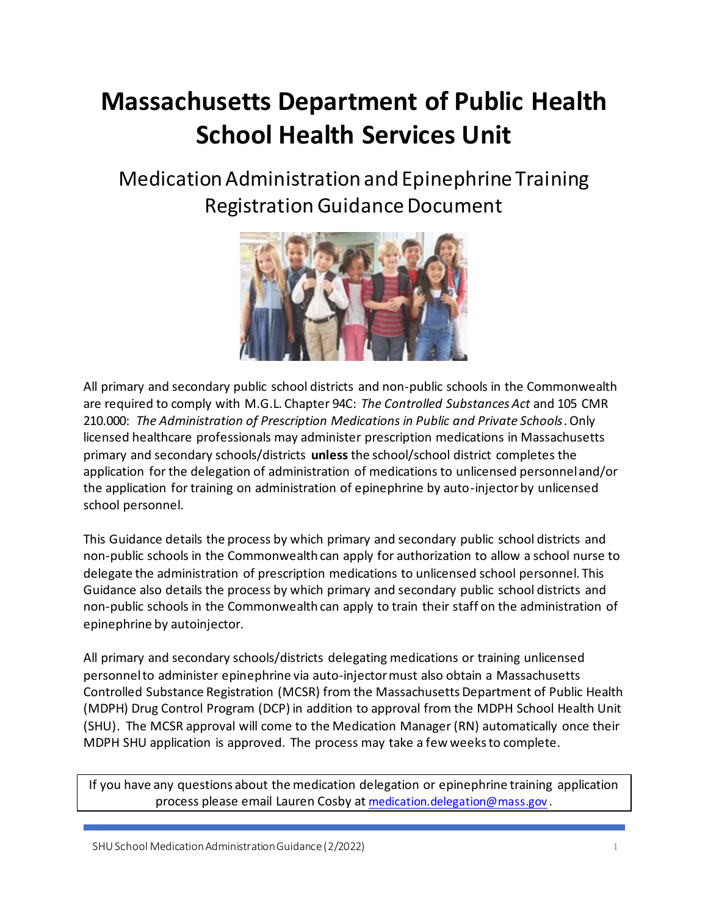# Massachusetts Department of Public Health School Health Services Unit

## Medication Administration and Epinephrine Training Registration Guidance Document

All primary and secondary public school districts and non-public schools in the Commonwealth are required to comply with M.G.L. Chapter 94C: *The Controlled Substances Act* and 105 CMR 210.000: *The Administration of Prescription Medications in Public and Private Schools*. Only licensed healthcare professionals may administer prescription medications in Massachusetts primary and secondary schools/districts **unless** the school/school district completes the application for the delegation of administration of medications to unlicensed personnel and/or the application for training on administration of epinephrine by auto-injector by unlicensed school personnel.

This Guidance details the process by which primary and secondary public school districts and non-public schools in the Commonwealth can apply for authorization to allow a school nurse to delegate the administration of prescription medications to unlicensed school personnel. This Guidance also details the process by which primary and secondary public school districts and non-public schools in the Commonwealth can apply to train their staff on the administration of epinephrine by autoinjector.

All primary and secondary schools/districts delegating medications or training unlicensed personnel to administer epinephrine via auto-injector must also obtain a Massachusetts Controlled Substance Registration (MCSR) from the Massachusetts Department of Public Health (MDPH) Drug Control Program (DCP) in addition to approval from the MDPH School Health Unit (SHU). The MCSR approval will come to the Medication Manager (RN) automatically once their MDPH SHU application is approved. The process may take a few weeks to complete.

If you have any questions about the medication delegation or epinephrine training application process please email Lauren Cosby at medication.delegation@mass.gov.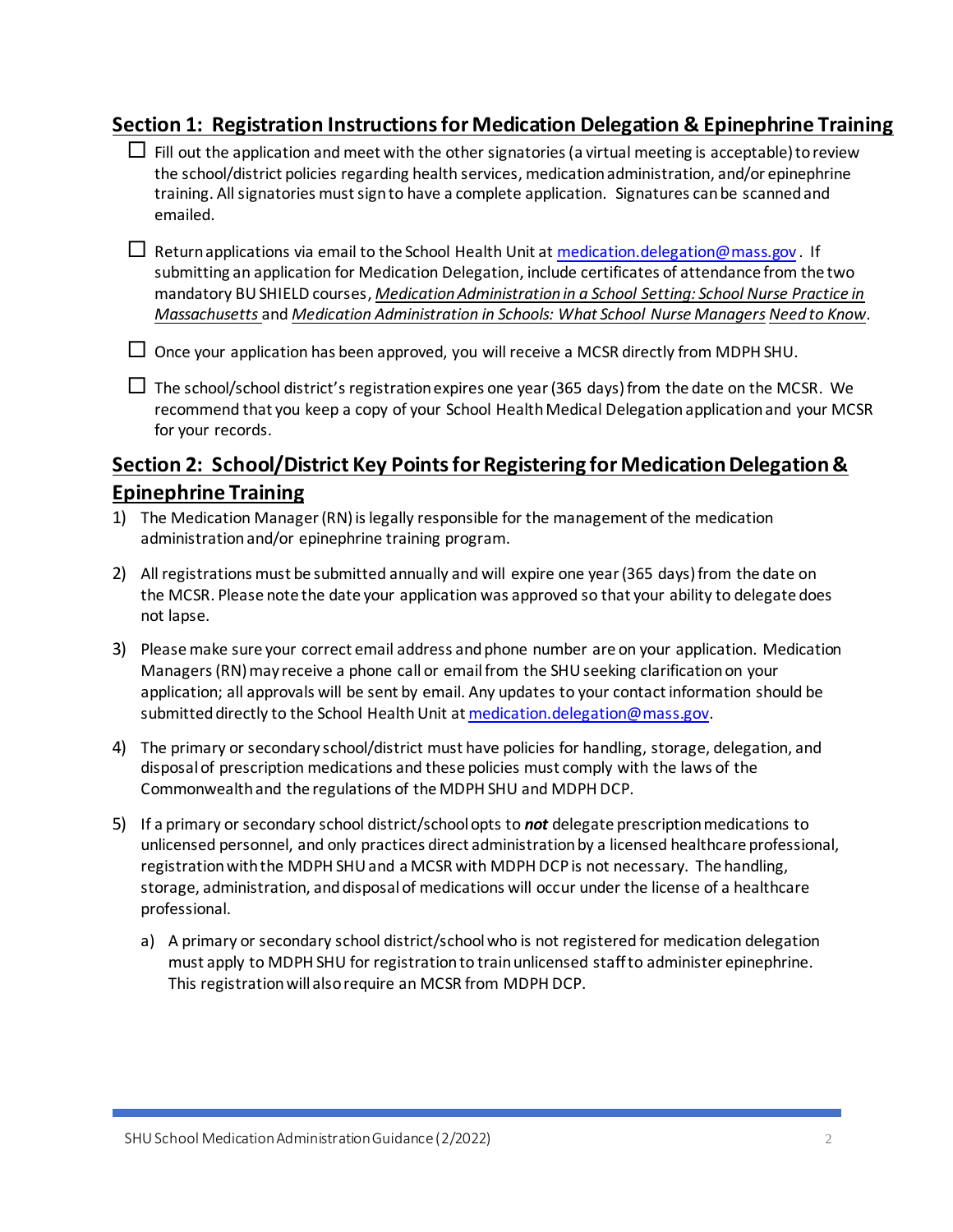## Section 1: Registration Instructions for Medication Delegation & Epinephrine Training

- ☐ Fill out the application and meet with the other signatories (a virtual meeting is acceptable) to review the school/district policies regarding health services, medication administration, and/or epinephrine training. All signatories must sign to have a complete application. Signatures can be scanned and emailed.
- ☐ Return applications via email to the School Health Unit at medication.delegation@mass.gov. If submitting an application for Medication Delegation, include certificates of attendance from the two mandatory BU SHIELD courses, *Medication Administration in a School Setting: School Nurse Practice in Massachusetts* and *Medication Administration in Schools: What School Nurse Managers Need to Know*.
- ☐ Once your application has been approved, you will receive a MCSR directly from MDPH SHU.
- ☐ The school/school district's registration expires one year (365 days) from the date on the MCSR. We recommend that you keep a copy of your School Health Medical Delegation application and your MCSR for your records.

## Section 2: School/District Key Points for Registering for Medication Delegation & Epinephrine Training

1) The Medication Manager (RN) is legally responsible for the management of the medication administration and/or epinephrine training program.
2) All registrations must be submitted annually and will expire one year (365 days) from the date on the MCSR. Please note the date your application was approved so that your ability to delegate does not lapse.
3) Please make sure your correct email address and phone number are on your application. Medication Managers (RN) may receive a phone call or email from the SHU seeking clarification on your application; all approvals will be sent by email. Any updates to your contact information should be submitted directly to the School Health Unit at medication.delegation@mass.gov.
4) The primary or secondary school/district must have policies for handling, storage, delegation, and disposal of prescription medications and these policies must comply with the laws of the Commonwealth and the regulations of the MDPH SHU and MDPH DCP.
5) If a primary or secondary school district/school opts to ***not*** delegate prescription medications to unlicensed personnel, and only practices direct administration by a licensed healthcare professional, registration with the MDPH SHU and a MCSR with MDPH DCP is not necessary. The handling, storage, administration, and disposal of medications will occur under the license of a healthcare professional.
   a) A primary or secondary school district/school who is not registered for medication delegation must apply to MDPH SHU for registration to train unlicensed staff to administer epinephrine. This registration will also require an MCSR from MDPH DCP.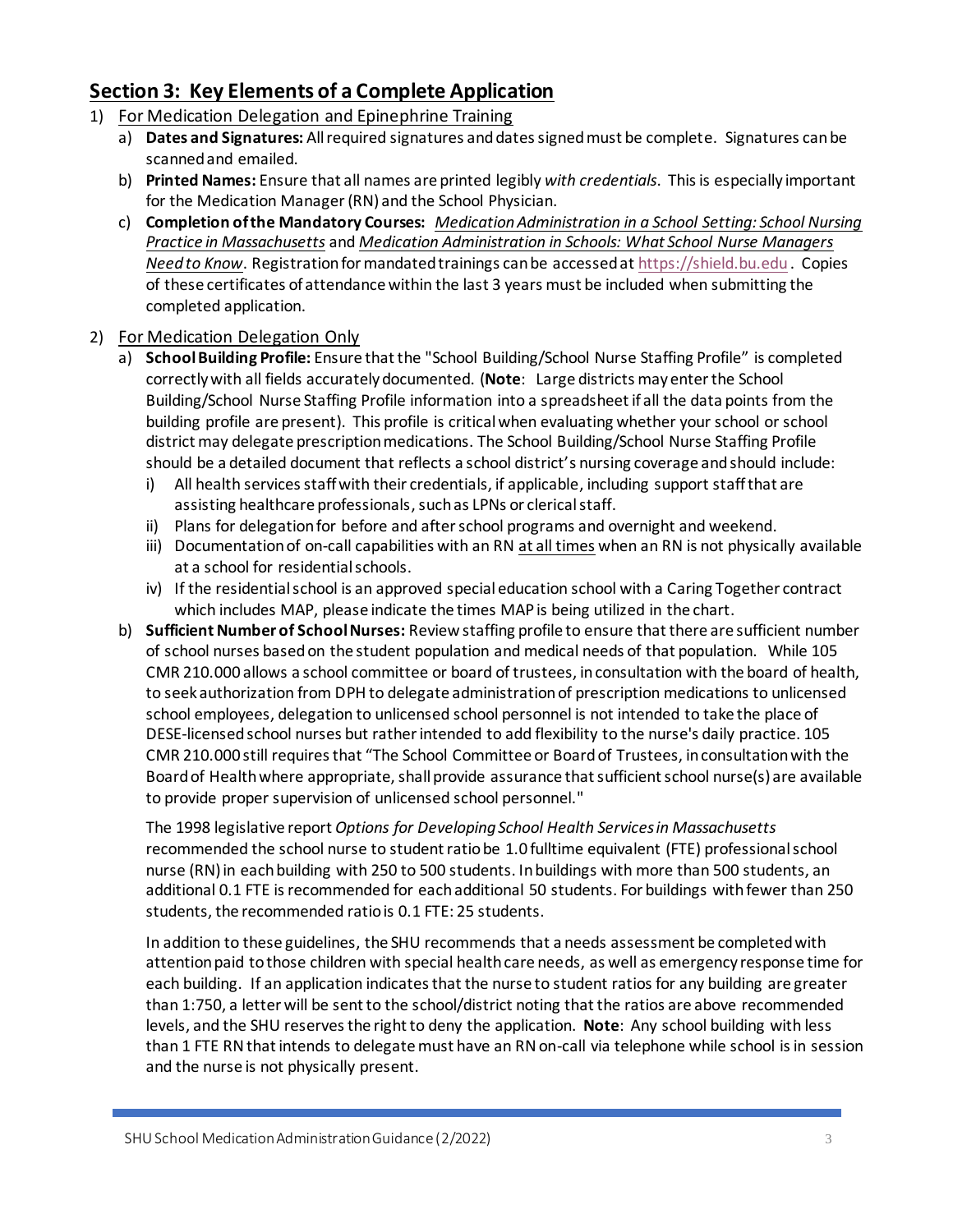## Section 3: Key Elements of a Complete Application

1) For Medication Delegation and Epinephrine Training
   a) **Dates and Signatures:** All required signatures and dates signed must be complete. Signatures can be scanned and emailed.
   b) **Printed Names:** Ensure that all names are printed legibly *with credentials*. This is especially important for the Medication Manager (RN) and the School Physician.
   c) **Completion of the Mandatory Courses:** *Medication Administration in a School Setting: School Nursing Practice in Massachusetts* and *Medication Administration in Schools: What School Nurse Managers Need to Know*. Registration for mandated trainings can be accessed at https://shield.bu.edu . Copies of these certificates of attendance within the last 3 years must be included when submitting the completed application.

2) For Medication Delegation Only
   a) **School Building Profile:** Ensure that the "School Building/School Nurse Staffing Profile" is completed correctly with all fields accurately documented. (**Note**: Large districts may enter the School Building/School Nurse Staffing Profile information into a spreadsheet if all the data points from the building profile are present). This profile is critical when evaluating whether your school or school district may delegate prescription medications. The School Building/School Nurse Staffing Profile should be a detailed document that reflects a school district's nursing coverage and should include:
      i) All health services staff with their credentials, if applicable, including support staff that are assisting healthcare professionals, such as LPNs or clerical staff.
      ii) Plans for delegation for before and after school programs and overnight and weekend.
      iii) Documentation of on-call capabilities with an RN at all times when an RN is not physically available at a school for residential schools.
      iv) If the residential school is an approved special education school with a Caring Together contract which includes MAP, please indicate the times MAP is being utilized in the chart.
   b) **Sufficient Number of School Nurses:** Review staffing profile to ensure that there are sufficient number of school nurses based on the student population and medical needs of that population. While 105 CMR 210.000 allows a school committee or board of trustees, in consultation with the board of health, to seek authorization from DPH to delegate administration of prescription medications to unlicensed school employees, delegation to unlicensed school personnel is not intended to take the place of DESE-licensed school nurses but rather intended to add flexibility to the nurse's daily practice. 105 CMR 210.000 still requires that "The School Committee or Board of Trustees, in consultation with the Board of Health where appropriate, shall provide assurance that sufficient school nurse(s) are available to provide proper supervision of unlicensed school personnel."

      The 1998 legislative report *Options for Developing School Health Services in Massachusetts* recommended the school nurse to student ratio be 1.0 fulltime equivalent (FTE) professional school nurse (RN) in each building with 250 to 500 students. In buildings with more than 500 students, an additional 0.1 FTE is recommended for each additional 50 students. For buildings with fewer than 250 students, the recommended ratio is 0.1 FTE: 25 students.

      In addition to these guidelines, the SHU recommends that a needs assessment be completed with attention paid to those children with special health care needs, as well as emergency response time for each building. If an application indicates that the nurse to student ratios for any building are greater than 1:750, a letter will be sent to the school/district noting that the ratios are above recommended levels, and the SHU reserves the right to deny the application. **Note**: Any school building with less than 1 FTE RN that intends to delegate must have an RN on-call via telephone while school is in session and the nurse is not physically present.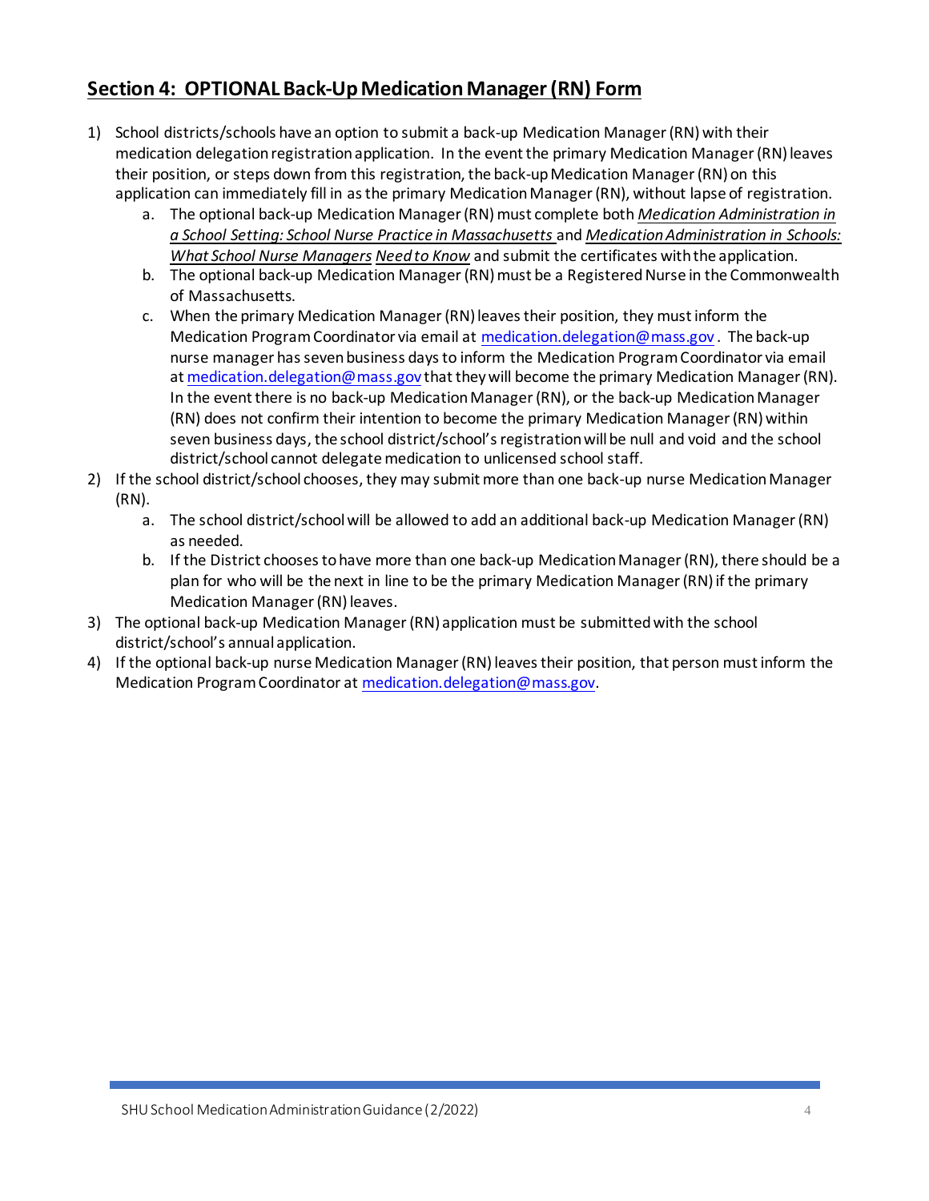## Section 4: OPTIONAL Back-Up Medication Manager (RN) Form

1) School districts/schools have an option to submit a back-up Medication Manager (RN) with their medication delegation registration application. In the event the primary Medication Manager (RN) leaves their position, or steps down from this registration, the back-up Medication Manager (RN) on this application can immediately fill in as the primary Medication Manager (RN), without lapse of registration.
    a. The optional back-up Medication Manager (RN) must complete both ***Medication Administration in a School Setting: School Nurse Practice in Massachusetts*** and ***Medication Administration in Schools: What School Nurse Managers Need to Know*** and submit the certificates with the application.
    b. The optional back-up Medication Manager (RN) must be a Registered Nurse in the Commonwealth of Massachusetts.
    c. When the primary Medication Manager (RN) leaves their position, they must inform the Medication Program Coordinator via email at medication.delegation@mass.gov. The back-up nurse manager has seven business days to inform the Medication Program Coordinator via email at medication.delegation@mass.gov that they will become the primary Medication Manager (RN). In the event there is no back-up Medication Manager (RN), or the back-up Medication Manager (RN) does not confirm their intention to become the primary Medication Manager (RN) within seven business days, the school district/school's registration will be null and void and the school district/school cannot delegate medication to unlicensed school staff.
2) If the school district/school chooses, they may submit more than one back-up nurse Medication Manager (RN).
    a. The school district/school will be allowed to add an additional back-up Medication Manager (RN) as needed.
    b. If the District chooses to have more than one back-up Medication Manager (RN), there should be a plan for who will be the next in line to be the primary Medication Manager (RN) if the primary Medication Manager (RN) leaves.
3) The optional back-up Medication Manager (RN) application must be submitted with the school district/school's annual application.
4) If the optional back-up nurse Medication Manager (RN) leaves their position, that person must inform the Medication Program Coordinator at medication.delegation@mass.gov.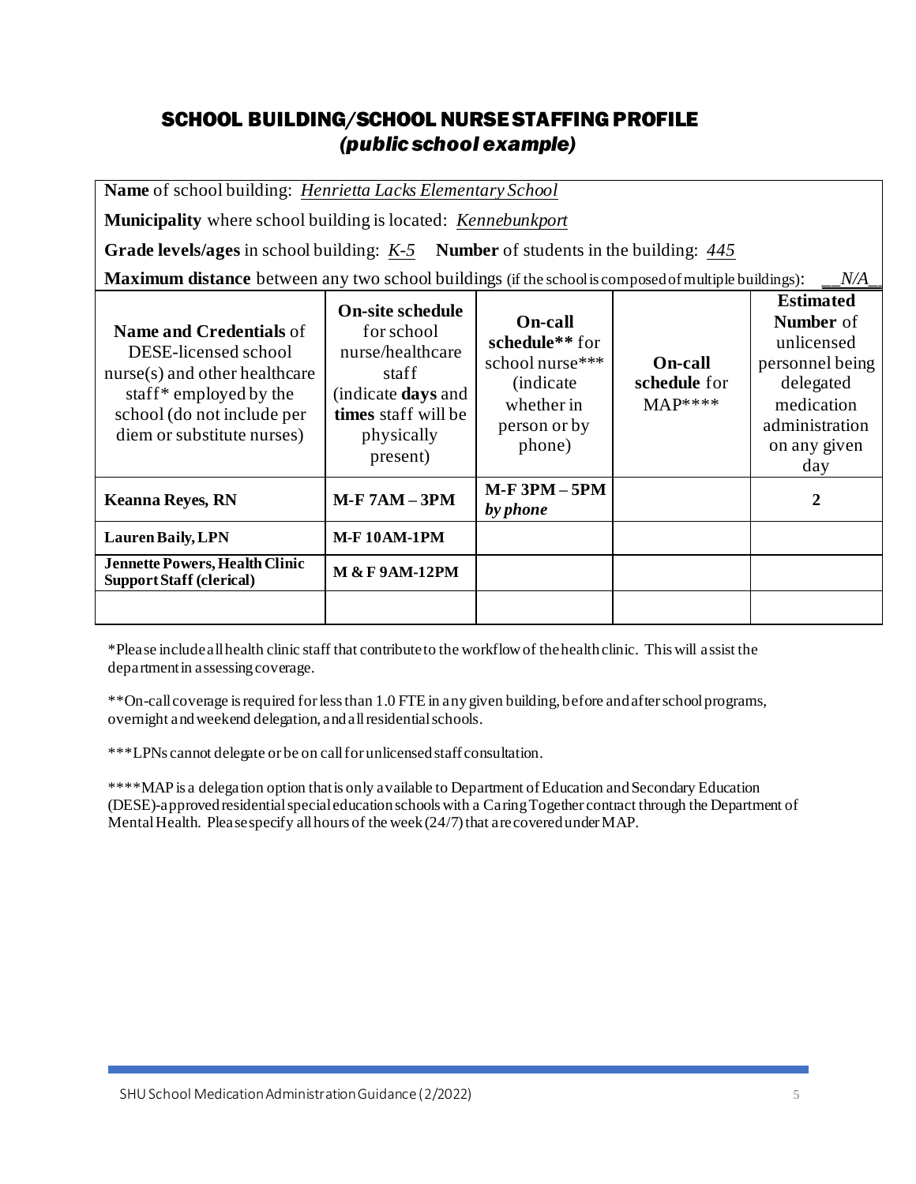# SCHOOL BUILDING/SCHOOL NURSE STAFFING PROFILE
## *(public school example)*

**Name** of school building: *Henrietta Lacks Elementary School*

**Municipality** where school building is located: *Kennebunkport*

**Grade levels/ages** in school building: *K-5* **Number** of students in the building: *445*

**Maximum distance** between any two school buildings (if the school is composed of multiple buildings): __*N/A*__

| **Name and Credentials** of DESE-licensed school nurse(s) and other healthcare staff* employed by the school (do not include per diem or substitute nurses) | **On-site schedule** for school nurse/healthcare staff (indicate **days** and **times** staff will be physically present) | **On-call schedule**** for school nurse*** (indicate whether in person or by phone) | **On-call schedule** for MAP**** | **Estimated Number** of unlicensed personnel being delegated medication administration on any given day |
|---|---|---|---|---|
| **Keanna Reyes, RN** | **M-F 7AM – 3PM** | **M-F 3PM – 5PM** ***by phone*** | | **2** |
| **Lauren Baily, LPN** | **M-F 10AM-1PM** | | | |
| **Jennette Powers, Health Clinic Support Staff (clerical)** | **M & F 9AM-12PM** | | | |
| | | | | |

*Please include all health clinic staff that contribute to the workflow of the health clinic. This will assist the department in assessing coverage.

**On-call coverage is required for less than 1.0 FTE in any given building, before and after school programs, overnight and weekend delegation, and all residential schools.

***LPNs cannot delegate or be on call for unlicensed staff consultation.

****MAP is a delegation option that is only available to Department of Education and Secondary Education (DESE)-approved residential special education schools with a Caring Together contract through the Department of Mental Health. Please specify all hours of the week (24/7) that are covered under MAP.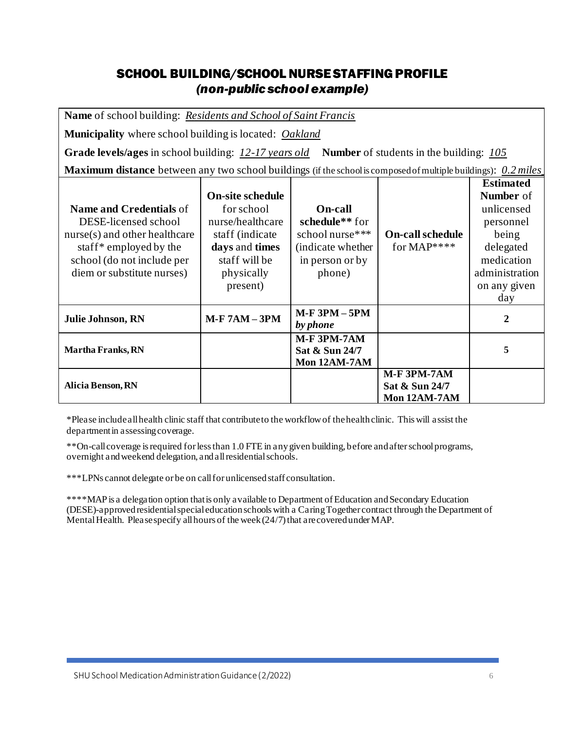## SCHOOL BUILDING/SCHOOL NURSE STAFFING PROFILE
### *(non-public school example)*

**Name** of school building: *Residents and School of Saint Francis*

**Municipality** where school building is located: *Oakland*

**Grade levels/ages** in school building: *12-17 years old* **Number** of students in the building: *105*

**Maximum distance** between any two school buildings (if the school is composed of multiple buildings): *0.2 miles*

| **Name and Credentials** of DESE-licensed school nurse(s) and other healthcare staff* employed by the school (do not include per diem or substitute nurses) | **On-site schedule** for school nurse/healthcare staff (indicate **days** and **times** staff will be physically present) | **On-call schedule**** for school nurse*** (indicate whether in person or by phone) | **On-call schedule** for MAP**** | **Estimated Number** of unlicensed personnel being delegated medication administration on any given day |
|---|---|---|---|---|
| **Julie Johnson, RN** | **M-F 7AM – 3PM** | **M-F 3PM – 5PM** ***by phone*** | | **2** |
| **Martha Franks, RN** | | **M-F 3PM-7AM Sat & Sun 24/7 Mon 12AM-7AM** | | **5** |
| **Alicia Benson, RN** | | | **M-F 3PM-7AM Sat & Sun 24/7 Mon 12AM-7AM** | |

*Please include all health clinic staff that contribute to the workflow of the health clinic. This will assist the department in assessing coverage.

**On-call coverage is required for less than 1.0 FTE in any given building, before and after school programs, overnight and weekend delegation, and all residential schools.

***LPNs cannot delegate or be on call for unlicensed staff consultation.

****MAP is a delegation option that is only available to Department of Education and Secondary Education (DESE)-approved residential special education schools with a Caring Together contract through the Department of Mental Health. Please specify all hours of the week (24/7) that are covered under MAP.